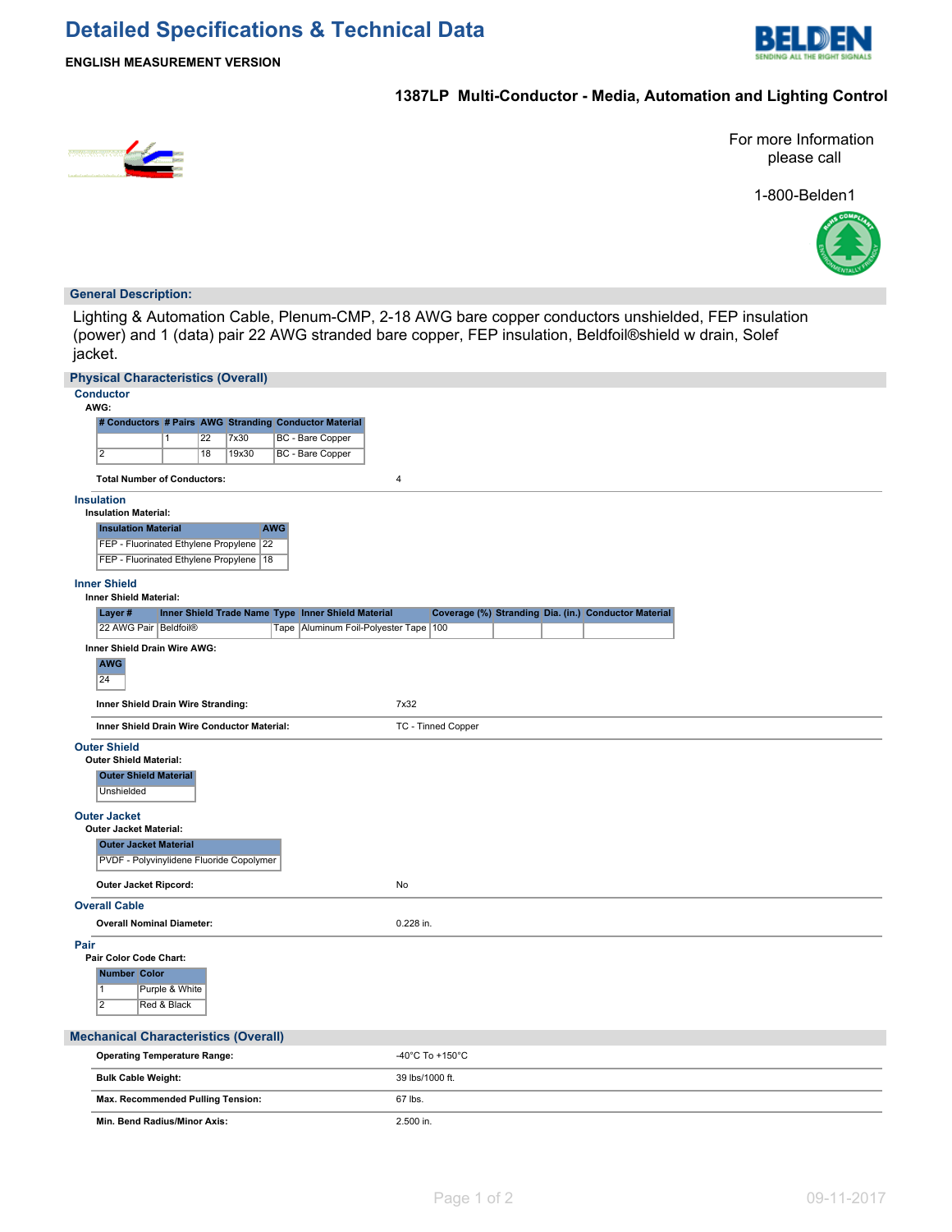# Detailed Specifications & Technical Data

**ENGLISH MEASUREMENT VERSION**

**1387LP Multi-Conductor - Media, Automation and Lighting Control**

For more Information please call

1-800-Belden1

## General Description:

Lighting & Automation Cable, Plenum-CMP, 2-18 AWG bare copper conductors unshielded, FEP insulation (power) and 1 (data) pair 22 AWG stranded bare copper, FEP insulation, Beldfoil®shield w drain, Solef jacket.

## Physical Characteristics (Overall)

### Conductor

**AWG:**

| # Conductors | # Pairs | AWG | Stranding | Conductor Material |
|---|---|---|---|---|
| | 1 | 22 | 7x30 | BC - Bare Copper |
| 2 | | 18 | 19x30 | BC - Bare Copper |

**Total Number of Conductors:** 4

### Insulation

**Insulation Material:**

| Insulation Material | AWG |
|---|---|
| FEP - Fluorinated Ethylene Propylene | 22 |
| FEP - Fluorinated Ethylene Propylene | 18 |

### Inner Shield

**Inner Shield Material:**

| Layer # | Inner Shield Trade Name | Type | Inner Shield Material | Coverage (%) | Stranding | Dia. (in.) | Conductor Material |
|---|---|---|---|---|---|---|---|
| 22 AWG Pair | Beldfoil® | Tape | Aluminum Foil-Polyester Tape | 100 | | | |

**Inner Shield Drain Wire AWG:**

| AWG |
|---|
| 24 |

**Inner Shield Drain Wire Stranding:** 7x32

**Inner Shield Drain Wire Conductor Material:** TC - Tinned Copper

### Outer Shield

**Outer Shield Material:**

| Outer Shield Material |
|---|
| Unshielded |

### Outer Jacket

**Outer Jacket Material:**

| Outer Jacket Material |
|---|
| PVDF - Polyvinylidene Fluoride Copolymer |

**Outer Jacket Ripcord:** No

### Overall Cable

**Overall Nominal Diameter:** 0.228 in.

### Pair

**Pair Color Code Chart:**

| Number | Color |
|---|---|
| 1 | Purple & White |
| 2 | Red & Black |

## Mechanical Characteristics (Overall)

**Operating Temperature Range:** -40°C To +150°C

**Bulk Cable Weight:** 39 lbs/1000 ft.

**Max. Recommended Pulling Tension:** 67 lbs.

**Min. Bend Radius/Minor Axis:** 2.500 in.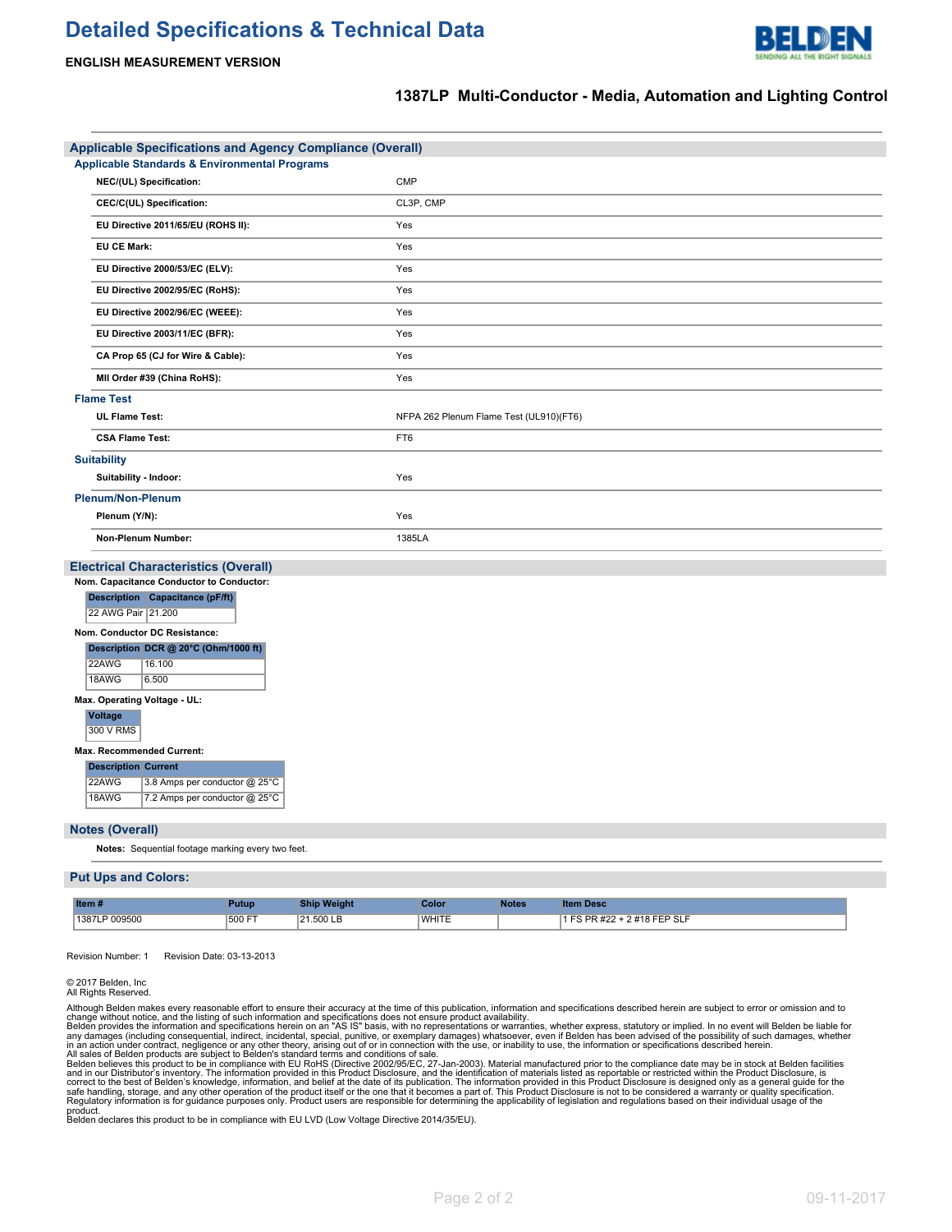# Detailed Specifications & Technical Data

**ENGLISH MEASUREMENT VERSION**

### 1387LP Multi-Conductor - Media, Automation and Lighting Control

## Applicable Specifications and Agency Compliance (Overall)

### Applicable Standards & Environmental Programs

| | |
|---|---|
| **NEC/(UL) Specification:** | CMP |
| **CEC/C(UL) Specification:** | CL3P, CMP |
| **EU Directive 2011/65/EU (ROHS II):** | Yes |
| **EU CE Mark:** | Yes |
| **EU Directive 2000/53/EC (ELV):** | Yes |
| **EU Directive 2002/95/EC (RoHS):** | Yes |
| **EU Directive 2002/96/EC (WEEE):** | Yes |
| **EU Directive 2003/11/EC (BFR):** | Yes |
| **CA Prop 65 (CJ for Wire & Cable):** | Yes |
| **MII Order #39 (China RoHS):** | Yes |

### Flame Test

| | |
|---|---|
| **UL Flame Test:** | NFPA 262 Plenum Flame Test (UL910)(FT6) |
| **CSA Flame Test:** | FT6 |

### Suitability

| | |
|---|---|
| **Suitability - Indoor:** | Yes |

### Plenum/Non-Plenum

| | |
|---|---|
| **Plenum (Y/N):** | Yes |
| **Non-Plenum Number:** | 1385LA |

## Electrical Characteristics (Overall)

**Nom. Capacitance Conductor to Conductor:**

| Description | Capacitance (pF/ft) |
|---|---|
| 22 AWG Pair | 21.200 |

**Nom. Conductor DC Resistance:**

| Description | DCR @ 20°C (Ohm/1000 ft) |
|---|---|
| 22AWG | 16.100 |
| 18AWG | 6.500 |

**Max. Operating Voltage - UL:**

| Voltage |
|---|
| 300 V RMS |

**Max. Recommended Current:**

| Description | Current |
|---|---|
| 22AWG | 3.8 Amps per conductor @ 25°C |
| 18AWG | 7.2 Amps per conductor @ 25°C |

## Notes (Overall)

**Notes:** Sequential footage marking every two feet.

## Put Ups and Colors:

| Item # | Putup | Ship Weight | Color | Notes | Item Desc |
|---|---|---|---|---|---|
| 1387LP 009500 | 500 FT | 21.500 LB | WHITE | | 1 FS PR #22 + 2 #18 FEP SLF |

Revision Number: 1 Revision Date: 03-13-2013

© 2017 Belden, Inc
All Rights Reserved.

Although Belden makes every reasonable effort to ensure their accuracy at the time of this publication, information and specifications described herein are subject to error or omission and to change without notice, and the listing of such information and specifications does not ensure product availability.
Belden provides the information and specifications herein on an "AS IS" basis, with no representations or warranties, whether express, statutory or implied. In no event will Belden be liable for any damages (including consequential, indirect, incidental, special, punitive, or exemplary damages) whatsoever, even if Belden has been advised of the possibility of such damages, whether in an action under contract, negligence or any other theory, arising out of or in connection with the use, or inability to use, the information or specifications described herein.
All sales of Belden products are subject to Belden's standard terms and conditions of sale.
Belden believes this product to be in compliance with EU RoHS (Directive 2002/95/EC, 27-Jan-2003). Material manufactured prior to the compliance date may be in stock at Belden facilities and in our Distributor's inventory. The information provided in this Product Disclosure, and the identification of materials listed as reportable or restricted within the Product Disclosure, is correct to the best of Belden's knowledge, information, and belief at the date of its publication. The information provided in this Product Disclosure is designed only as a general guide for the safe handling, storage, and any other operation of the product itself or the one that it becomes a part of. This Product Disclosure is not to be considered a warranty or quality specification. Regulatory information is for guidance purposes only. Product users are responsible for determining the applicability of legislation and regulations based on their individual usage of the product.
Belden declares this product to be in compliance with EU LVD (Low Voltage Directive 2014/35/EU).